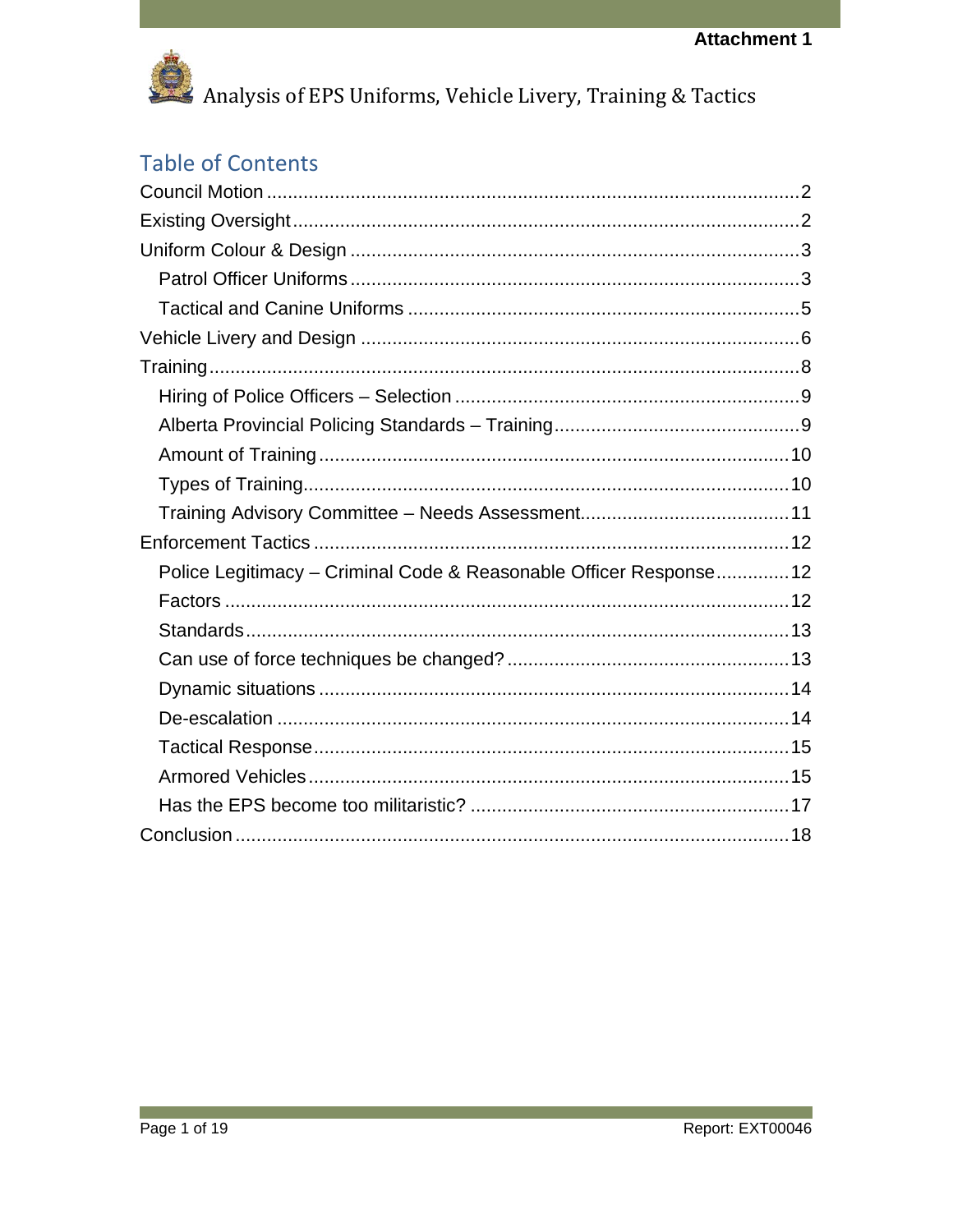Attachment 1

# Analysis of EPS Uniforms, Vehicle Livery, Training & Tactics

## Table of Contents

- Council Motion ..... 2
- Existing Oversight ..... 2
- Uniform Colour & Design ..... 3
  - Patrol Officer Uniforms ..... 3
  - Tactical and Canine Uniforms ..... 5
- Vehicle Livery and Design ..... 6
- Training ..... 8
  - Hiring of Police Officers – Selection ..... 9
  - Alberta Provincial Policing Standards – Training ..... 9
  - Amount of Training ..... 10
  - Types of Training ..... 10
  - Training Advisory Committee – Needs Assessment ..... 11
- Enforcement Tactics ..... 12
  - Police Legitimacy – Criminal Code & Reasonable Officer Response ..... 12
  - Factors ..... 12
  - Standards ..... 13
  - Can use of force techniques be changed? ..... 13
  - Dynamic situations ..... 14
  - De-escalation ..... 14
  - Tactical Response ..... 15
  - Armored Vehicles ..... 15
  - Has the EPS become too militaristic? ..... 17
- Conclusion ..... 18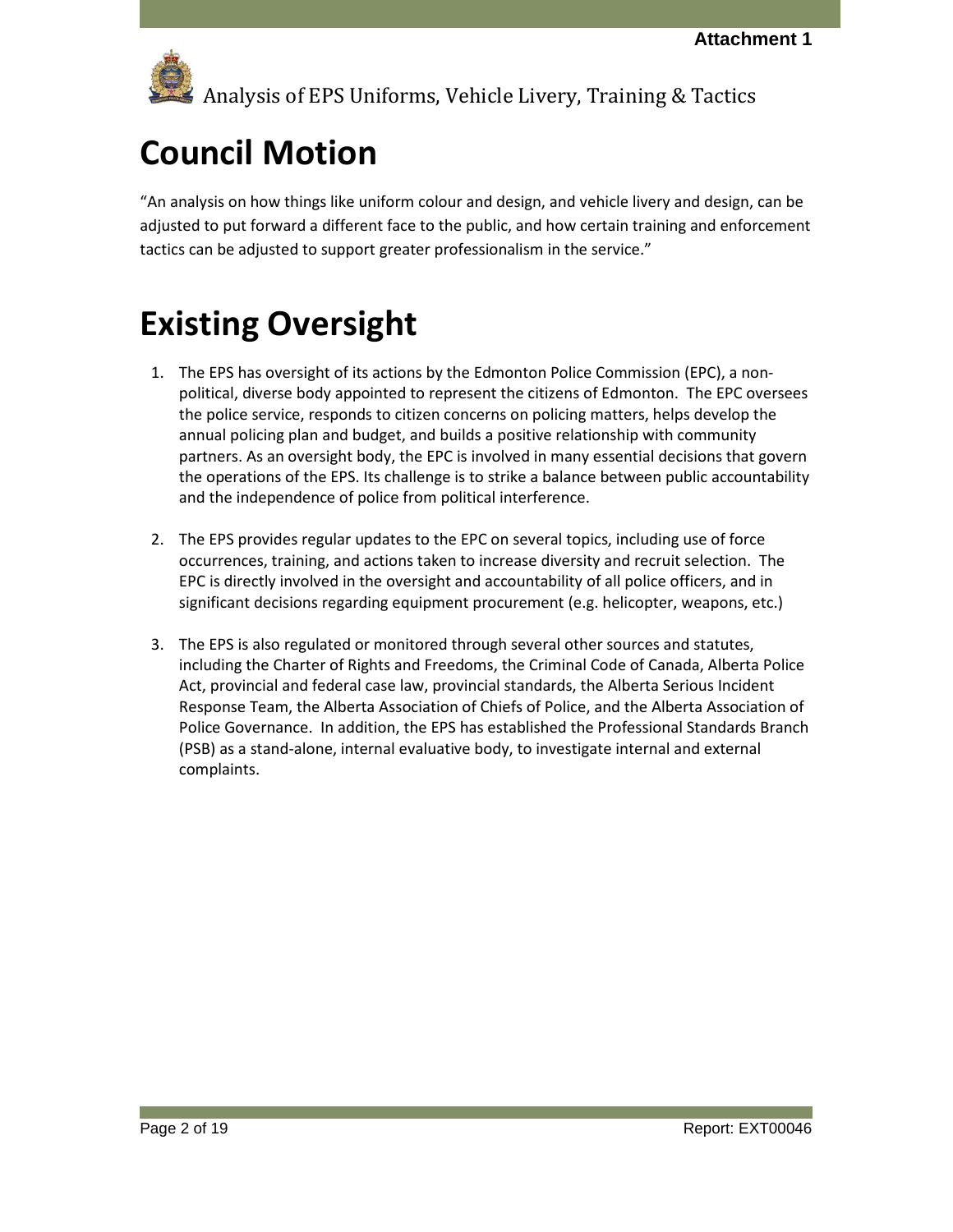# Council Motion

"An analysis on how things like uniform colour and design, and vehicle livery and design, can be adjusted to put forward a different face to the public, and how certain training and enforcement tactics can be adjusted to support greater professionalism in the service."

# Existing Oversight

1. The EPS has oversight of its actions by the Edmonton Police Commission (EPC), a non-political, diverse body appointed to represent the citizens of Edmonton. The EPC oversees the police service, responds to citizen concerns on policing matters, helps develop the annual policing plan and budget, and builds a positive relationship with community partners. As an oversight body, the EPC is involved in many essential decisions that govern the operations of the EPS. Its challenge is to strike a balance between public accountability and the independence of police from political interference.

2. The EPS provides regular updates to the EPC on several topics, including use of force occurrences, training, and actions taken to increase diversity and recruit selection. The EPC is directly involved in the oversight and accountability of all police officers, and in significant decisions regarding equipment procurement (e.g. helicopter, weapons, etc.)

3. The EPS is also regulated or monitored through several other sources and statutes, including the Charter of Rights and Freedoms, the Criminal Code of Canada, Alberta Police Act, provincial and federal case law, provincial standards, the Alberta Serious Incident Response Team, the Alberta Association of Chiefs of Police, and the Alberta Association of Police Governance. In addition, the EPS has established the Professional Standards Branch (PSB) as a stand-alone, internal evaluative body, to investigate internal and external complaints.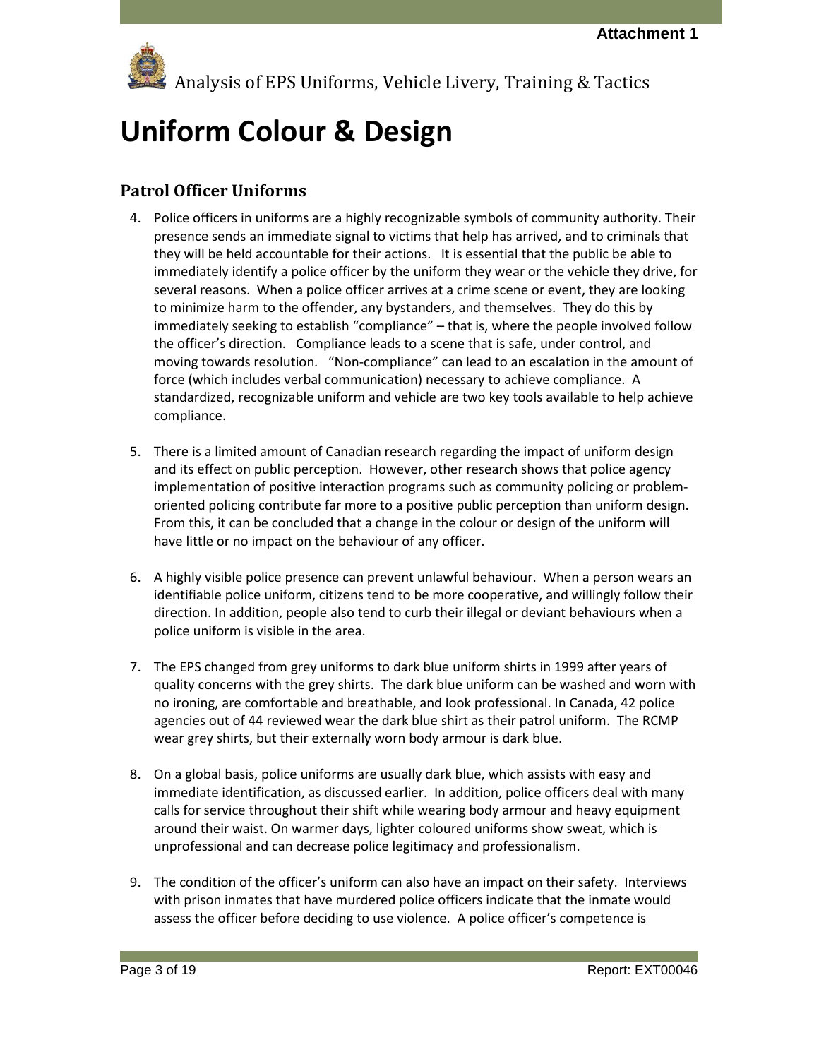# Uniform Colour & Design

## Patrol Officer Uniforms

4. Police officers in uniforms are a highly recognizable symbols of community authority. Their presence sends an immediate signal to victims that help has arrived, and to criminals that they will be held accountable for their actions. It is essential that the public be able to immediately identify a police officer by the uniform they wear or the vehicle they drive, for several reasons. When a police officer arrives at a crime scene or event, they are looking to minimize harm to the offender, any bystanders, and themselves. They do this by immediately seeking to establish "compliance" – that is, where the people involved follow the officer's direction. Compliance leads to a scene that is safe, under control, and moving towards resolution. "Non-compliance" can lead to an escalation in the amount of force (which includes verbal communication) necessary to achieve compliance. A standardized, recognizable uniform and vehicle are two key tools available to help achieve compliance.

5. There is a limited amount of Canadian research regarding the impact of uniform design and its effect on public perception. However, other research shows that police agency implementation of positive interaction programs such as community policing or problem-oriented policing contribute far more to a positive public perception than uniform design. From this, it can be concluded that a change in the colour or design of the uniform will have little or no impact on the behaviour of any officer.

6. A highly visible police presence can prevent unlawful behaviour. When a person wears an identifiable police uniform, citizens tend to be more cooperative, and willingly follow their direction. In addition, people also tend to curb their illegal or deviant behaviours when a police uniform is visible in the area.

7. The EPS changed from grey uniforms to dark blue uniform shirts in 1999 after years of quality concerns with the grey shirts. The dark blue uniform can be washed and worn with no ironing, are comfortable and breathable, and look professional. In Canada, 42 police agencies out of 44 reviewed wear the dark blue shirt as their patrol uniform. The RCMP wear grey shirts, but their externally worn body armour is dark blue.

8. On a global basis, police uniforms are usually dark blue, which assists with easy and immediate identification, as discussed earlier. In addition, police officers deal with many calls for service throughout their shift while wearing body armour and heavy equipment around their waist. On warmer days, lighter coloured uniforms show sweat, which is unprofessional and can decrease police legitimacy and professionalism.

9. The condition of the officer's uniform can also have an impact on their safety. Interviews with prison inmates that have murdered police officers indicate that the inmate would assess the officer before deciding to use violence. A police officer's competence is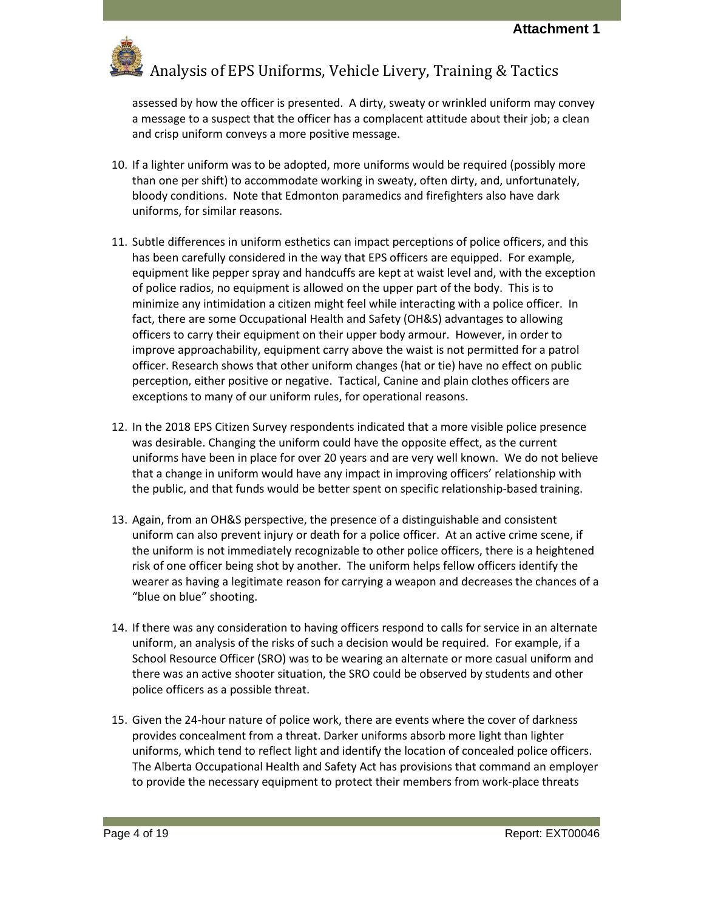assessed by how the officer is presented. A dirty, sweaty or wrinkled uniform may convey a message to a suspect that the officer has a complacent attitude about their job; a clean and crisp uniform conveys a more positive message.

10. If a lighter uniform was to be adopted, more uniforms would be required (possibly more than one per shift) to accommodate working in sweaty, often dirty, and, unfortunately, bloody conditions. Note that Edmonton paramedics and firefighters also have dark uniforms, for similar reasons.

11. Subtle differences in uniform esthetics can impact perceptions of police officers, and this has been carefully considered in the way that EPS officers are equipped. For example, equipment like pepper spray and handcuffs are kept at waist level and, with the exception of police radios, no equipment is allowed on the upper part of the body. This is to minimize any intimidation a citizen might feel while interacting with a police officer. In fact, there are some Occupational Health and Safety (OH&S) advantages to allowing officers to carry their equipment on their upper body armour. However, in order to improve approachability, equipment carry above the waist is not permitted for a patrol officer. Research shows that other uniform changes (hat or tie) have no effect on public perception, either positive or negative. Tactical, Canine and plain clothes officers are exceptions to many of our uniform rules, for operational reasons.

12. In the 2018 EPS Citizen Survey respondents indicated that a more visible police presence was desirable. Changing the uniform could have the opposite effect, as the current uniforms have been in place for over 20 years and are very well known. We do not believe that a change in uniform would have any impact in improving officers' relationship with the public, and that funds would be better spent on specific relationship-based training.

13. Again, from an OH&S perspective, the presence of a distinguishable and consistent uniform can also prevent injury or death for a police officer. At an active crime scene, if the uniform is not immediately recognizable to other police officers, there is a heightened risk of one officer being shot by another. The uniform helps fellow officers identify the wearer as having a legitimate reason for carrying a weapon and decreases the chances of a "blue on blue" shooting.

14. If there was any consideration to having officers respond to calls for service in an alternate uniform, an analysis of the risks of such a decision would be required. For example, if a School Resource Officer (SRO) was to be wearing an alternate or more casual uniform and there was an active shooter situation, the SRO could be observed by students and other police officers as a possible threat.

15. Given the 24-hour nature of police work, there are events where the cover of darkness provides concealment from a threat. Darker uniforms absorb more light than lighter uniforms, which tend to reflect light and identify the location of concealed police officers. The Alberta Occupational Health and Safety Act has provisions that command an employer to provide the necessary equipment to protect their members from work-place threats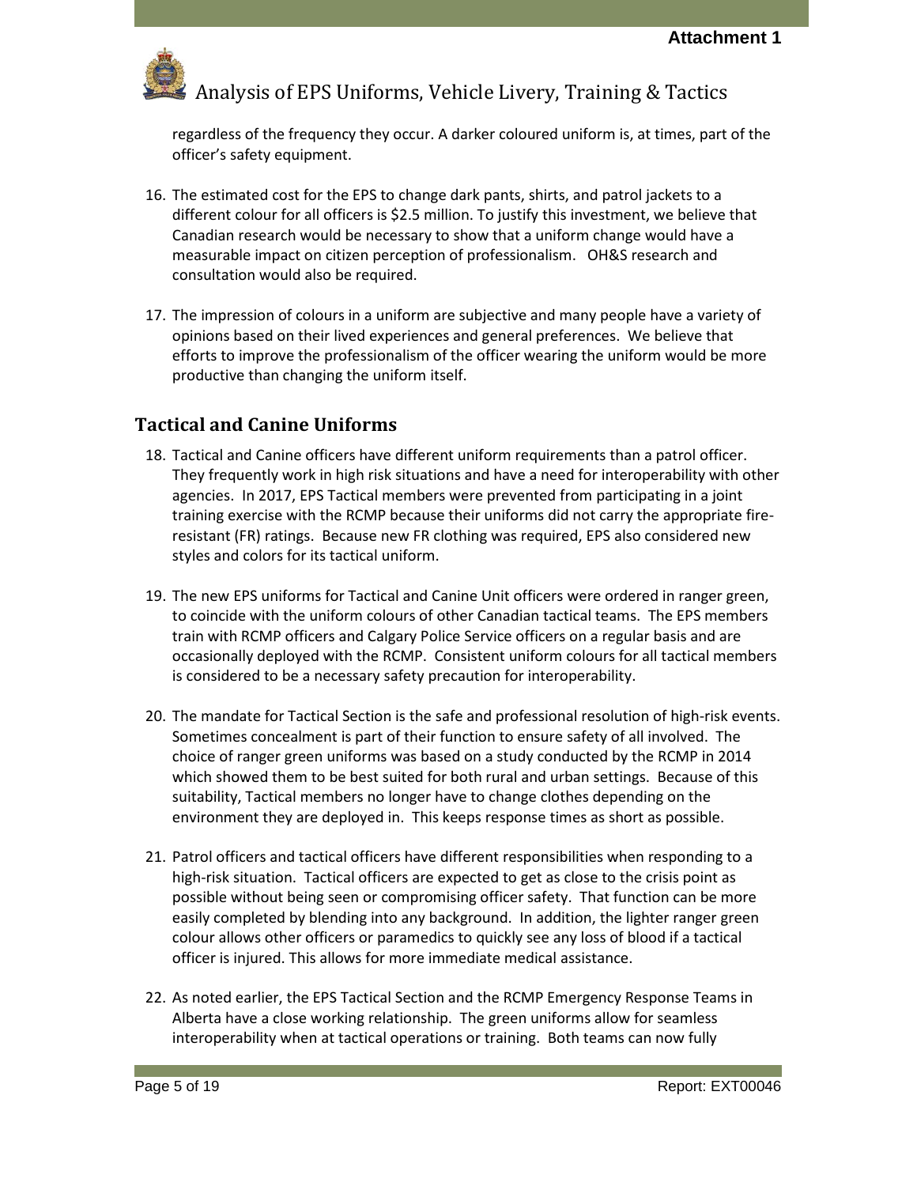regardless of the frequency they occur. A darker coloured uniform is, at times, part of the officer's safety equipment.

16. The estimated cost for the EPS to change dark pants, shirts, and patrol jackets to a different colour for all officers is $2.5 million. To justify this investment, we believe that Canadian research would be necessary to show that a uniform change would have a measurable impact on citizen perception of professionalism. OH&S research and consultation would also be required.

17. The impression of colours in a uniform are subjective and many people have a variety of opinions based on their lived experiences and general preferences. We believe that efforts to improve the professionalism of the officer wearing the uniform would be more productive than changing the uniform itself.

## Tactical and Canine Uniforms

18. Tactical and Canine officers have different uniform requirements than a patrol officer. They frequently work in high risk situations and have a need for interoperability with other agencies. In 2017, EPS Tactical members were prevented from participating in a joint training exercise with the RCMP because their uniforms did not carry the appropriate fire-resistant (FR) ratings. Because new FR clothing was required, EPS also considered new styles and colors for its tactical uniform.

19. The new EPS uniforms for Tactical and Canine Unit officers were ordered in ranger green, to coincide with the uniform colours of other Canadian tactical teams. The EPS members train with RCMP officers and Calgary Police Service officers on a regular basis and are occasionally deployed with the RCMP. Consistent uniform colours for all tactical members is considered to be a necessary safety precaution for interoperability.

20. The mandate for Tactical Section is the safe and professional resolution of high-risk events. Sometimes concealment is part of their function to ensure safety of all involved. The choice of ranger green uniforms was based on a study conducted by the RCMP in 2014 which showed them to be best suited for both rural and urban settings. Because of this suitability, Tactical members no longer have to change clothes depending on the environment they are deployed in. This keeps response times as short as possible.

21. Patrol officers and tactical officers have different responsibilities when responding to a high-risk situation. Tactical officers are expected to get as close to the crisis point as possible without being seen or compromising officer safety. That function can be more easily completed by blending into any background. In addition, the lighter ranger green colour allows other officers or paramedics to quickly see any loss of blood if a tactical officer is injured. This allows for more immediate medical assistance.

22. As noted earlier, the EPS Tactical Section and the RCMP Emergency Response Teams in Alberta have a close working relationship. The green uniforms allow for seamless interoperability when at tactical operations or training. Both teams can now fully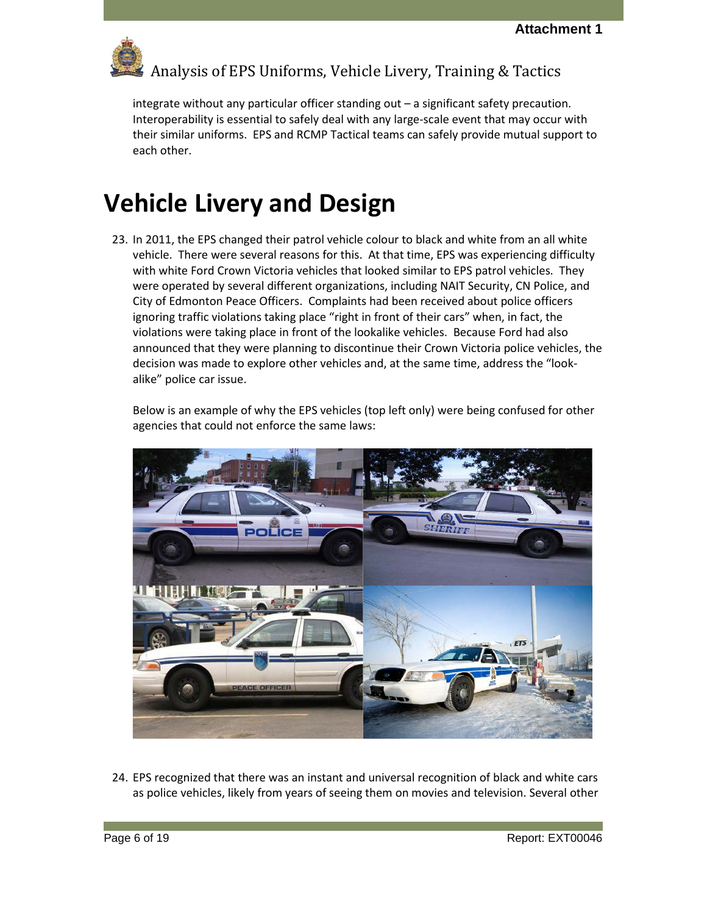integrate without any particular officer standing out – a significant safety precaution. Interoperability is essential to safely deal with any large-scale event that may occur with their similar uniforms. EPS and RCMP Tactical teams can safely provide mutual support to each other.

# Vehicle Livery and Design

23. In 2011, the EPS changed their patrol vehicle colour to black and white from an all white vehicle. There were several reasons for this. At that time, EPS was experiencing difficulty with white Ford Crown Victoria vehicles that looked similar to EPS patrol vehicles. They were operated by several different organizations, including NAIT Security, CN Police, and City of Edmonton Peace Officers. Complaints had been received about police officers ignoring traffic violations taking place "right in front of their cars" when, in fact, the violations were taking place in front of the lookalike vehicles. Because Ford had also announced that they were planning to discontinue their Crown Victoria police vehicles, the decision was made to explore other vehicles and, at the same time, address the "look-alike" police car issue.

   Below is an example of why the EPS vehicles (top left only) were being confused for other agencies that could not enforce the same laws:

24. EPS recognized that there was an instant and universal recognition of black and white cars as police vehicles, likely from years of seeing them on movies and television. Several other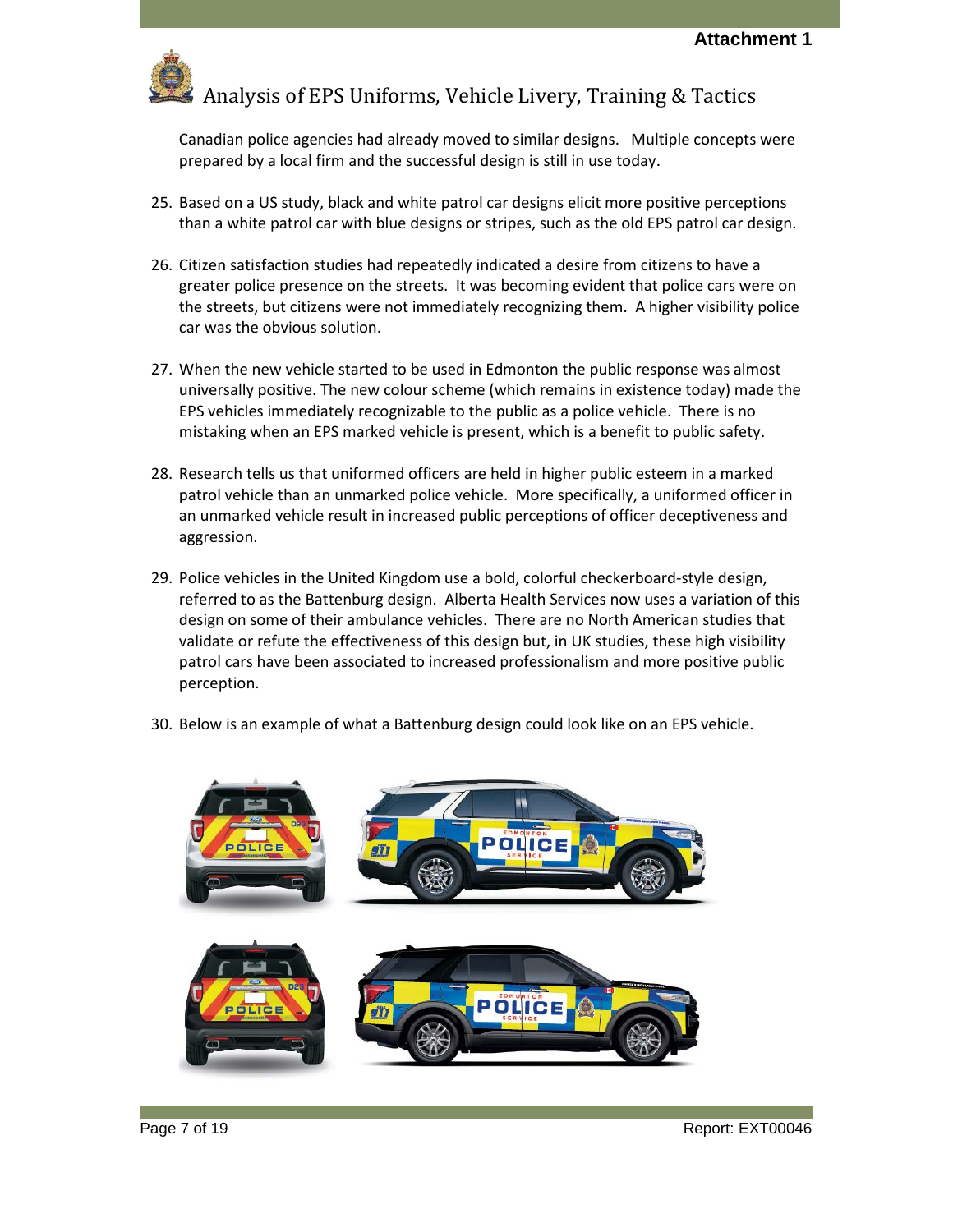Canadian police agencies had already moved to similar designs. Multiple concepts were prepared by a local firm and the successful design is still in use today.

25. Based on a US study, black and white patrol car designs elicit more positive perceptions than a white patrol car with blue designs or stripes, such as the old EPS patrol car design.

26. Citizen satisfaction studies had repeatedly indicated a desire from citizens to have a greater police presence on the streets. It was becoming evident that police cars were on the streets, but citizens were not immediately recognizing them. A higher visibility police car was the obvious solution.

27. When the new vehicle started to be used in Edmonton the public response was almost universally positive. The new colour scheme (which remains in existence today) made the EPS vehicles immediately recognizable to the public as a police vehicle. There is no mistaking when an EPS marked vehicle is present, which is a benefit to public safety.

28. Research tells us that uniformed officers are held in higher public esteem in a marked patrol vehicle than an unmarked police vehicle. More specifically, a uniformed officer in an unmarked vehicle result in increased public perceptions of officer deceptiveness and aggression.

29. Police vehicles in the United Kingdom use a bold, colorful checkerboard-style design, referred to as the Battenburg design. Alberta Health Services now uses a variation of this design on some of their ambulance vehicles. There are no North American studies that validate or refute the effectiveness of this design but, in UK studies, these high visibility patrol cars have been associated to increased professionalism and more positive public perception.

30. Below is an example of what a Battenburg design could look like on an EPS vehicle.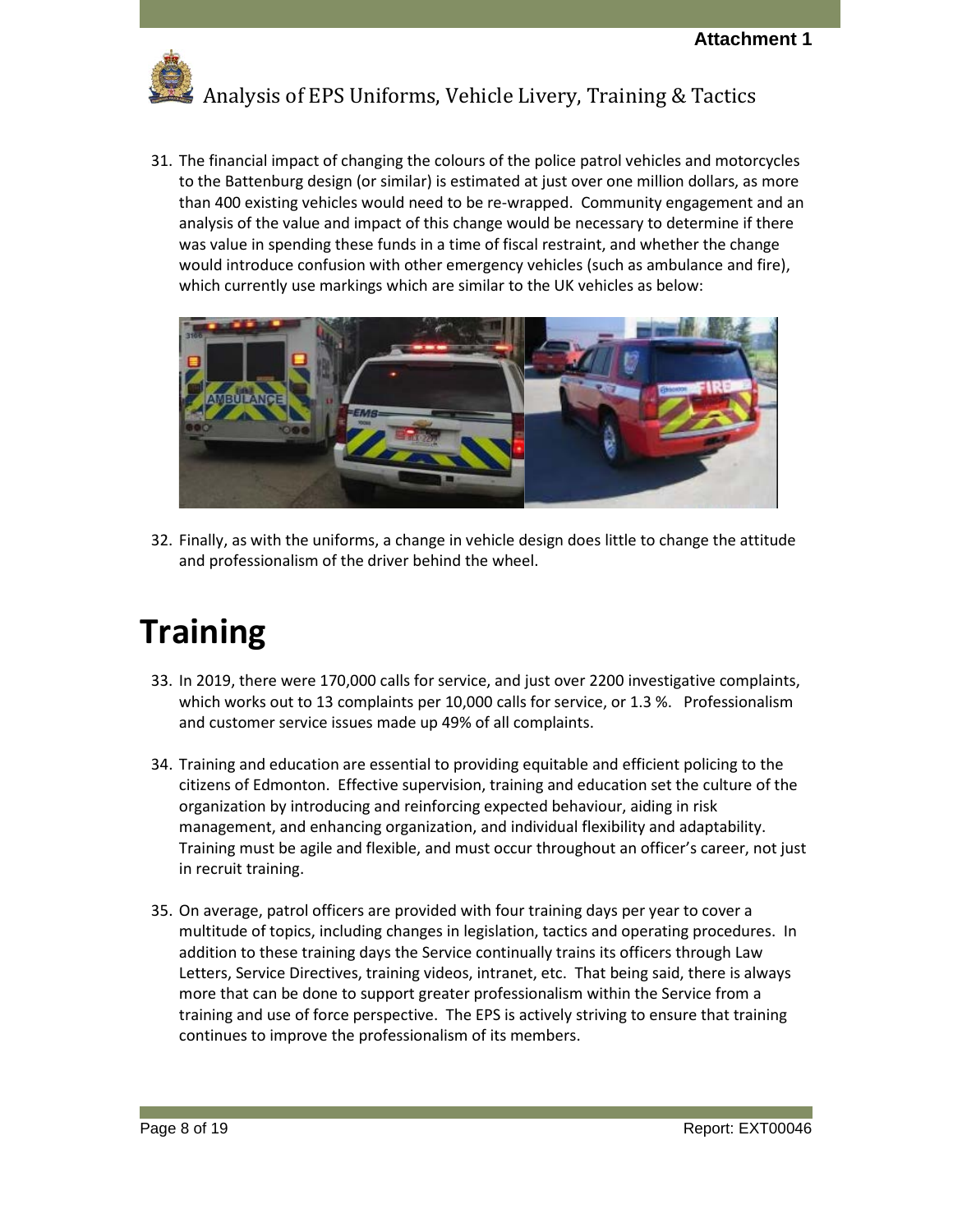31. The financial impact of changing the colours of the police patrol vehicles and motorcycles to the Battenburg design (or similar) is estimated at just over one million dollars, as more than 400 existing vehicles would need to be re-wrapped. Community engagement and an analysis of the value and impact of this change would be necessary to determine if there was value in spending these funds in a time of fiscal restraint, and whether the change would introduce confusion with other emergency vehicles (such as ambulance and fire), which currently use markings which are similar to the UK vehicles as below:

32. Finally, as with the uniforms, a change in vehicle design does little to change the attitude and professionalism of the driver behind the wheel.

# Training

33. In 2019, there were 170,000 calls for service, and just over 2200 investigative complaints, which works out to 13 complaints per 10,000 calls for service, or 1.3 %. Professionalism and customer service issues made up 49% of all complaints.

34. Training and education are essential to providing equitable and efficient policing to the citizens of Edmonton. Effective supervision, training and education set the culture of the organization by introducing and reinforcing expected behaviour, aiding in risk management, and enhancing organization, and individual flexibility and adaptability. Training must be agile and flexible, and must occur throughout an officer's career, not just in recruit training.

35. On average, patrol officers are provided with four training days per year to cover a multitude of topics, including changes in legislation, tactics and operating procedures. In addition to these training days the Service continually trains its officers through Law Letters, Service Directives, training videos, intranet, etc. That being said, there is always more that can be done to support greater professionalism within the Service from a training and use of force perspective. The EPS is actively striving to ensure that training continues to improve the professionalism of its members.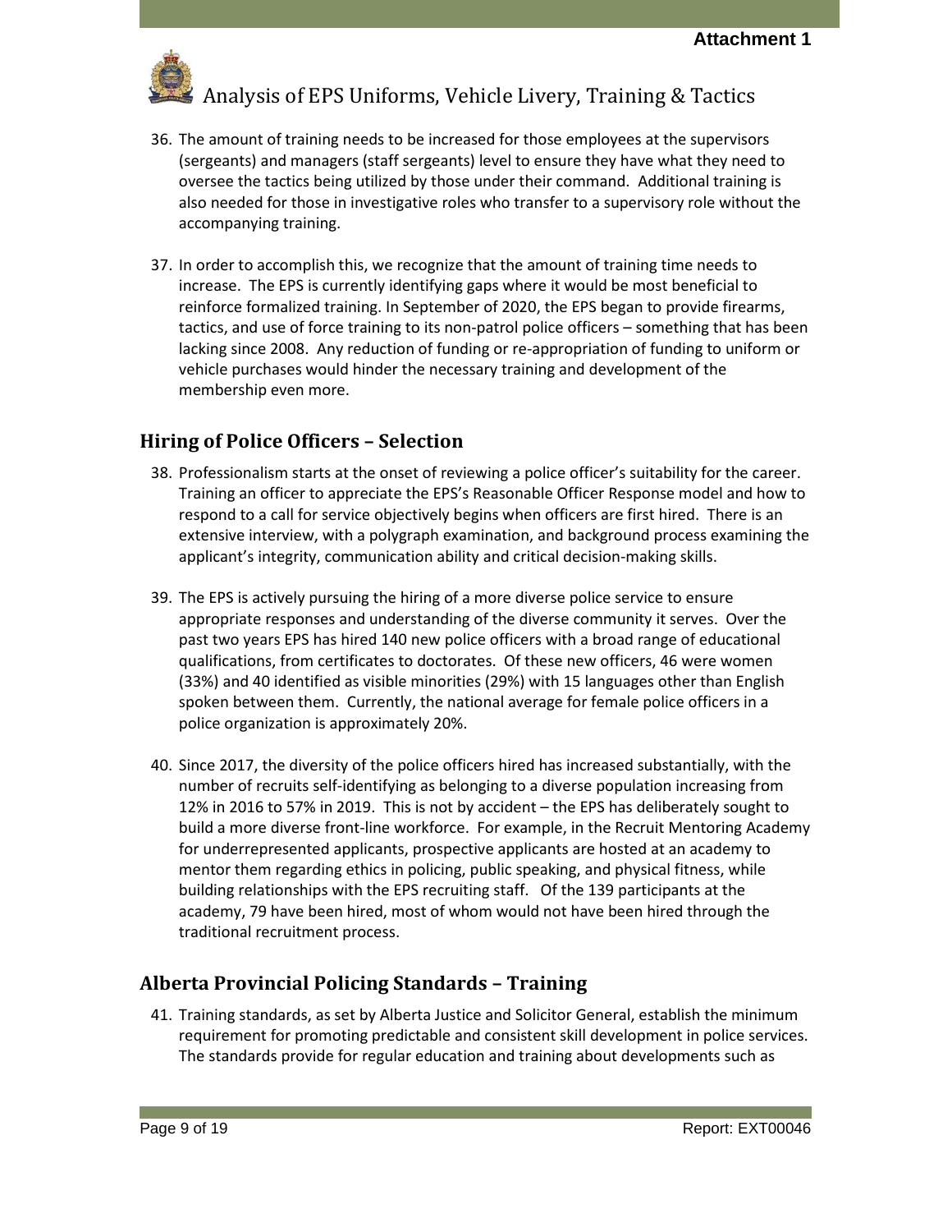36. The amount of training needs to be increased for those employees at the supervisors (sergeants) and managers (staff sergeants) level to ensure they have what they need to oversee the tactics being utilized by those under their command. Additional training is also needed for those in investigative roles who transfer to a supervisory role without the accompanying training.

37. In order to accomplish this, we recognize that the amount of training time needs to increase. The EPS is currently identifying gaps where it would be most beneficial to reinforce formalized training. In September of 2020, the EPS began to provide firearms, tactics, and use of force training to its non-patrol police officers – something that has been lacking since 2008. Any reduction of funding or re-appropriation of funding to uniform or vehicle purchases would hinder the necessary training and development of the membership even more.

## Hiring of Police Officers – Selection

38. Professionalism starts at the onset of reviewing a police officer's suitability for the career. Training an officer to appreciate the EPS's Reasonable Officer Response model and how to respond to a call for service objectively begins when officers are first hired. There is an extensive interview, with a polygraph examination, and background process examining the applicant's integrity, communication ability and critical decision-making skills.

39. The EPS is actively pursuing the hiring of a more diverse police service to ensure appropriate responses and understanding of the diverse community it serves. Over the past two years EPS has hired 140 new police officers with a broad range of educational qualifications, from certificates to doctorates. Of these new officers, 46 were women (33%) and 40 identified as visible minorities (29%) with 15 languages other than English spoken between them. Currently, the national average for female police officers in a police organization is approximately 20%.

40. Since 2017, the diversity of the police officers hired has increased substantially, with the number of recruits self-identifying as belonging to a diverse population increasing from 12% in 2016 to 57% in 2019. This is not by accident – the EPS has deliberately sought to build a more diverse front-line workforce. For example, in the Recruit Mentoring Academy for underrepresented applicants, prospective applicants are hosted at an academy to mentor them regarding ethics in policing, public speaking, and physical fitness, while building relationships with the EPS recruiting staff. Of the 139 participants at the academy, 79 have been hired, most of whom would not have been hired through the traditional recruitment process.

## Alberta Provincial Policing Standards – Training

41. Training standards, as set by Alberta Justice and Solicitor General, establish the minimum requirement for promoting predictable and consistent skill development in police services. The standards provide for regular education and training about developments such as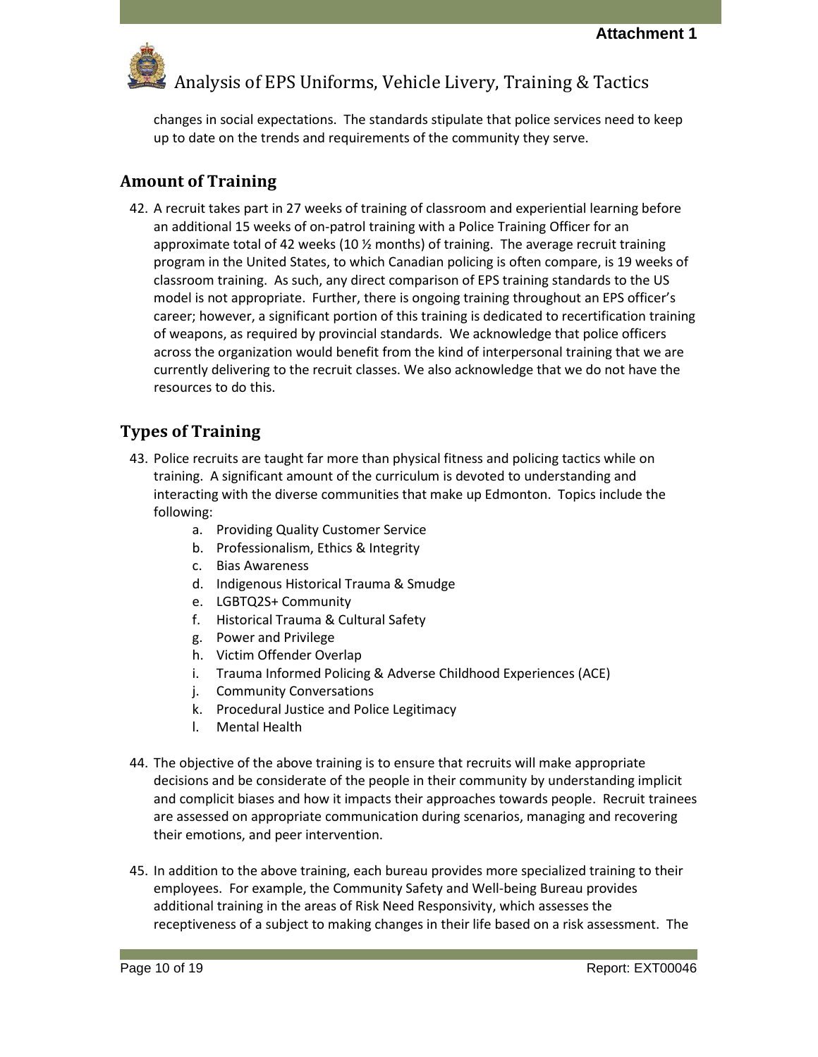changes in social expectations. The standards stipulate that police services need to keep up to date on the trends and requirements of the community they serve.

## Amount of Training

42. A recruit takes part in 27 weeks of training of classroom and experiential learning before an additional 15 weeks of on-patrol training with a Police Training Officer for an approximate total of 42 weeks (10 ½ months) of training. The average recruit training program in the United States, to which Canadian policing is often compare, is 19 weeks of classroom training. As such, any direct comparison of EPS training standards to the US model is not appropriate. Further, there is ongoing training throughout an EPS officer's career; however, a significant portion of this training is dedicated to recertification training of weapons, as required by provincial standards. We acknowledge that police officers across the organization would benefit from the kind of interpersonal training that we are currently delivering to the recruit classes. We also acknowledge that we do not have the resources to do this.

## Types of Training

43. Police recruits are taught far more than physical fitness and policing tactics while on training. A significant amount of the curriculum is devoted to understanding and interacting with the diverse communities that make up Edmonton. Topics include the following:
    a. Providing Quality Customer Service
    b. Professionalism, Ethics & Integrity
    c. Bias Awareness
    d. Indigenous Historical Trauma & Smudge
    e. LGBTQ2S+ Community
    f. Historical Trauma & Cultural Safety
    g. Power and Privilege
    h. Victim Offender Overlap
    i. Trauma Informed Policing & Adverse Childhood Experiences (ACE)
    j. Community Conversations
    k. Procedural Justice and Police Legitimacy
    l. Mental Health

44. The objective of the above training is to ensure that recruits will make appropriate decisions and be considerate of the people in their community by understanding implicit and complicit biases and how it impacts their approaches towards people. Recruit trainees are assessed on appropriate communication during scenarios, managing and recovering their emotions, and peer intervention.

45. In addition to the above training, each bureau provides more specialized training to their employees. For example, the Community Safety and Well-being Bureau provides additional training in the areas of Risk Need Responsivity, which assesses the receptiveness of a subject to making changes in their life based on a risk assessment. The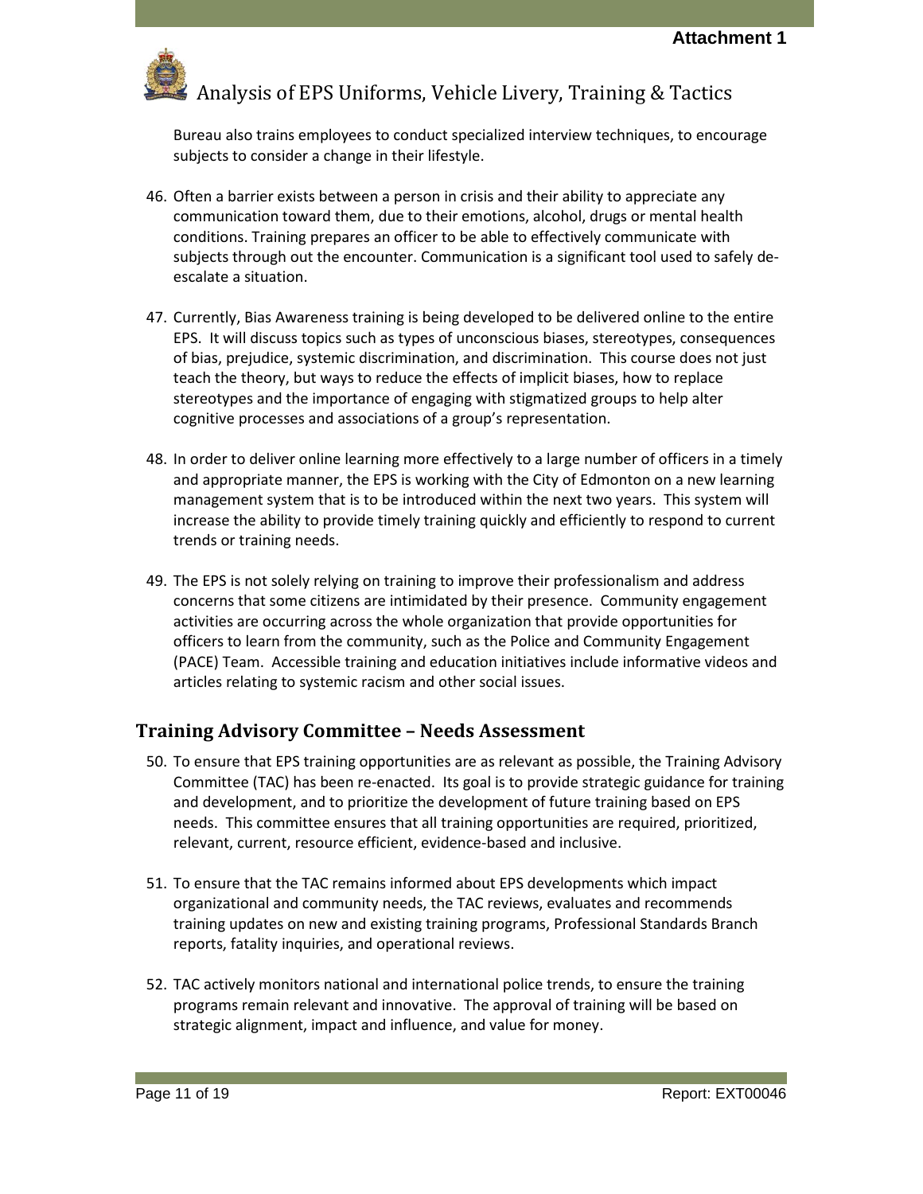Bureau also trains employees to conduct specialized interview techniques, to encourage subjects to consider a change in their lifestyle.

46. Often a barrier exists between a person in crisis and their ability to appreciate any communication toward them, due to their emotions, alcohol, drugs or mental health conditions. Training prepares an officer to be able to effectively communicate with subjects through out the encounter. Communication is a significant tool used to safely de-escalate a situation.

47. Currently, Bias Awareness training is being developed to be delivered online to the entire EPS. It will discuss topics such as types of unconscious biases, stereotypes, consequences of bias, prejudice, systemic discrimination, and discrimination. This course does not just teach the theory, but ways to reduce the effects of implicit biases, how to replace stereotypes and the importance of engaging with stigmatized groups to help alter cognitive processes and associations of a group's representation.

48. In order to deliver online learning more effectively to a large number of officers in a timely and appropriate manner, the EPS is working with the City of Edmonton on a new learning management system that is to be introduced within the next two years. This system will increase the ability to provide timely training quickly and efficiently to respond to current trends or training needs.

49. The EPS is not solely relying on training to improve their professionalism and address concerns that some citizens are intimidated by their presence. Community engagement activities are occurring across the whole organization that provide opportunities for officers to learn from the community, such as the Police and Community Engagement (PACE) Team. Accessible training and education initiatives include informative videos and articles relating to systemic racism and other social issues.

## Training Advisory Committee – Needs Assessment

50. To ensure that EPS training opportunities are as relevant as possible, the Training Advisory Committee (TAC) has been re-enacted. Its goal is to provide strategic guidance for training and development, and to prioritize the development of future training based on EPS needs. This committee ensures that all training opportunities are required, prioritized, relevant, current, resource efficient, evidence-based and inclusive.

51. To ensure that the TAC remains informed about EPS developments which impact organizational and community needs, the TAC reviews, evaluates and recommends training updates on new and existing training programs, Professional Standards Branch reports, fatality inquiries, and operational reviews.

52. TAC actively monitors national and international police trends, to ensure the training programs remain relevant and innovative. The approval of training will be based on strategic alignment, impact and influence, and value for money.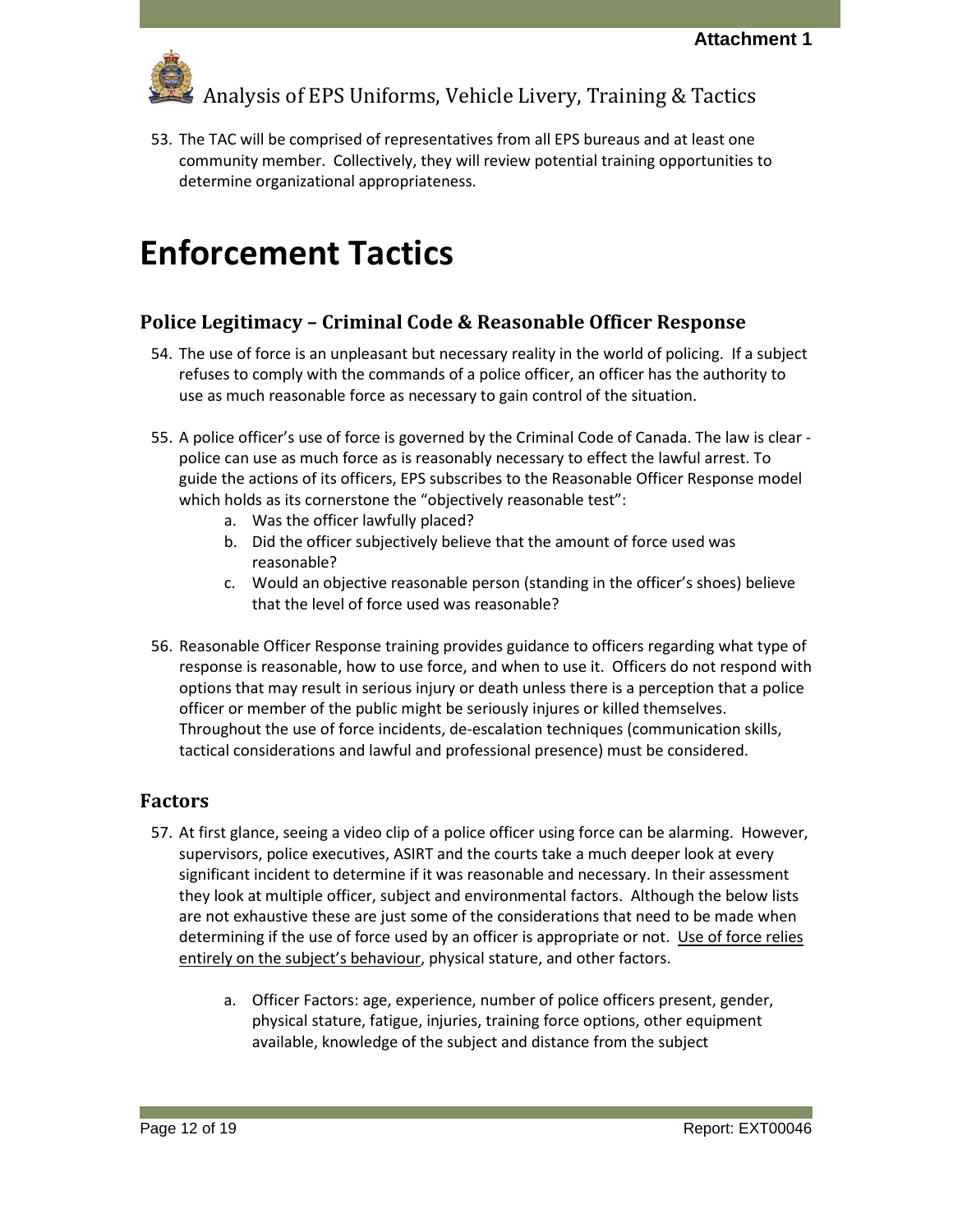53. The TAC will be comprised of representatives from all EPS bureaus and at least one community member. Collectively, they will review potential training opportunities to determine organizational appropriateness.

# Enforcement Tactics

## Police Legitimacy – Criminal Code & Reasonable Officer Response

54. The use of force is an unpleasant but necessary reality in the world of policing. If a subject refuses to comply with the commands of a police officer, an officer has the authority to use as much reasonable force as necessary to gain control of the situation.

55. A police officer's use of force is governed by the Criminal Code of Canada. The law is clear - police can use as much force as is reasonably necessary to effect the lawful arrest. To guide the actions of its officers, EPS subscribes to the Reasonable Officer Response model which holds as its cornerstone the "objectively reasonable test":
    a. Was the officer lawfully placed?
    b. Did the officer subjectively believe that the amount of force used was reasonable?
    c. Would an objective reasonable person (standing in the officer's shoes) believe that the level of force used was reasonable?

56. Reasonable Officer Response training provides guidance to officers regarding what type of response is reasonable, how to use force, and when to use it. Officers do not respond with options that may result in serious injury or death unless there is a perception that a police officer or member of the public might be seriously injures or killed themselves. Throughout the use of force incidents, de-escalation techniques (communication skills, tactical considerations and lawful and professional presence) must be considered.

## Factors

57. At first glance, seeing a video clip of a police officer using force can be alarming. However, supervisors, police executives, ASIRT and the courts take a much deeper look at every significant incident to determine if it was reasonable and necessary. In their assessment they look at multiple officer, subject and environmental factors. Although the below lists are not exhaustive these are just some of the considerations that need to be made when determining if the use of force used by an officer is appropriate or not. <u>Use of force relies entirely on the subject's behaviour</u>, physical stature, and other factors.

    a. Officer Factors: age, experience, number of police officers present, gender, physical stature, fatigue, injuries, training force options, other equipment available, knowledge of the subject and distance from the subject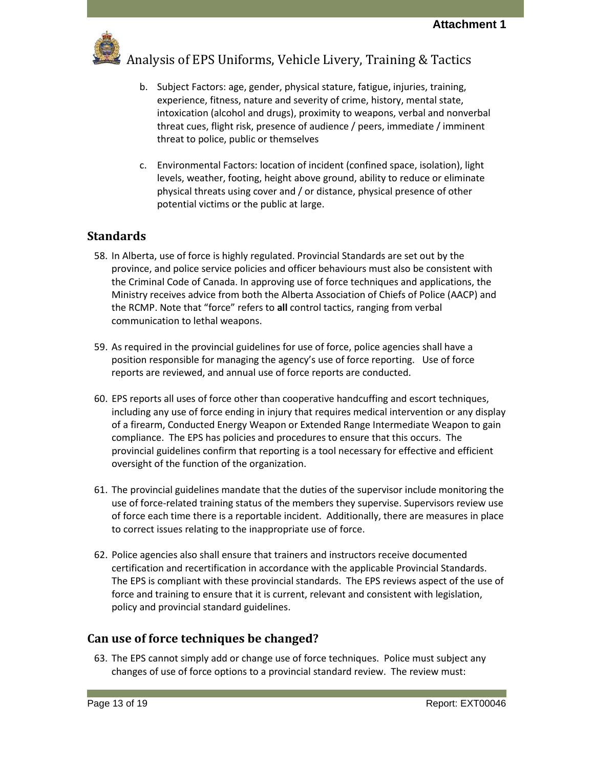b. Subject Factors: age, gender, physical stature, fatigue, injuries, training, experience, fitness, nature and severity of crime, history, mental state, intoxication (alcohol and drugs), proximity to weapons, verbal and nonverbal threat cues, flight risk, presence of audience / peers, immediate / imminent threat to police, public or themselves

c. Environmental Factors: location of incident (confined space, isolation), light levels, weather, footing, height above ground, ability to reduce or eliminate physical threats using cover and / or distance, physical presence of other potential victims or the public at large.

## Standards

58. In Alberta, use of force is highly regulated. Provincial Standards are set out by the province, and police service policies and officer behaviours must also be consistent with the Criminal Code of Canada. In approving use of force techniques and applications, the Ministry receives advice from both the Alberta Association of Chiefs of Police (AACP) and the RCMP. Note that "force" refers to **all** control tactics, ranging from verbal communication to lethal weapons.

59. As required in the provincial guidelines for use of force, police agencies shall have a position responsible for managing the agency's use of force reporting. Use of force reports are reviewed, and annual use of force reports are conducted.

60. EPS reports all uses of force other than cooperative handcuffing and escort techniques, including any use of force ending in injury that requires medical intervention or any display of a firearm, Conducted Energy Weapon or Extended Range Intermediate Weapon to gain compliance. The EPS has policies and procedures to ensure that this occurs. The provincial guidelines confirm that reporting is a tool necessary for effective and efficient oversight of the function of the organization.

61. The provincial guidelines mandate that the duties of the supervisor include monitoring the use of force-related training status of the members they supervise. Supervisors review use of force each time there is a reportable incident. Additionally, there are measures in place to correct issues relating to the inappropriate use of force.

62. Police agencies also shall ensure that trainers and instructors receive documented certification and recertification in accordance with the applicable Provincial Standards. The EPS is compliant with these provincial standards. The EPS reviews aspect of the use of force and training to ensure that it is current, relevant and consistent with legislation, policy and provincial standard guidelines.

## Can use of force techniques be changed?

63. The EPS cannot simply add or change use of force techniques. Police must subject any changes of use of force options to a provincial standard review. The review must: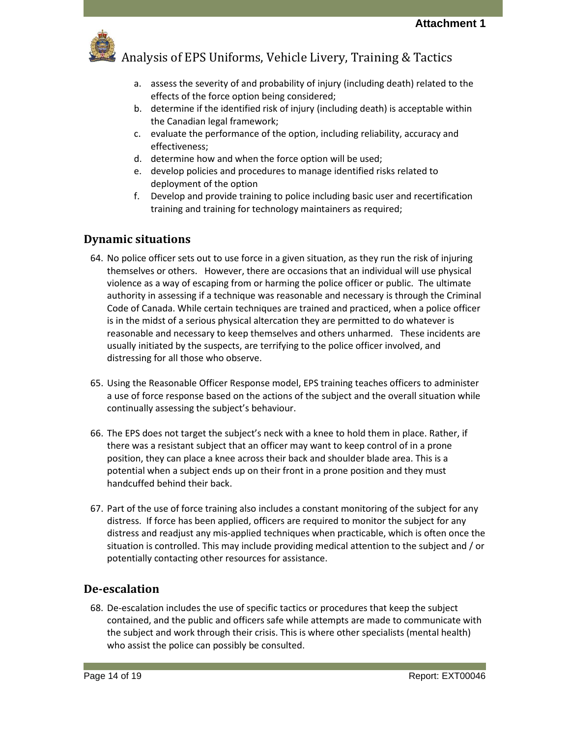a. assess the severity of and probability of injury (including death) related to the effects of the force option being considered;
b. determine if the identified risk of injury (including death) is acceptable within the Canadian legal framework;
c. evaluate the performance of the option, including reliability, accuracy and effectiveness;
d. determine how and when the force option will be used;
e. develop policies and procedures to manage identified risks related to deployment of the option
f. Develop and provide training to police including basic user and recertification training and training for technology maintainers as required;

## Dynamic situations

64. No police officer sets out to use force in a given situation, as they run the risk of injuring themselves or others. However, there are occasions that an individual will use physical violence as a way of escaping from or harming the police officer or public. The ultimate authority in assessing if a technique was reasonable and necessary is through the Criminal Code of Canada. While certain techniques are trained and practiced, when a police officer is in the midst of a serious physical altercation they are permitted to do whatever is reasonable and necessary to keep themselves and others unharmed. These incidents are usually initiated by the suspects, are terrifying to the police officer involved, and distressing for all those who observe.

65. Using the Reasonable Officer Response model, EPS training teaches officers to administer a use of force response based on the actions of the subject and the overall situation while continually assessing the subject's behaviour.

66. The EPS does not target the subject's neck with a knee to hold them in place. Rather, if there was a resistant subject that an officer may want to keep control of in a prone position, they can place a knee across their back and shoulder blade area. This is a potential when a subject ends up on their front in a prone position and they must handcuffed behind their back.

67. Part of the use of force training also includes a constant monitoring of the subject for any distress. If force has been applied, officers are required to monitor the subject for any distress and readjust any mis-applied techniques when practicable, which is often once the situation is controlled. This may include providing medical attention to the subject and / or potentially contacting other resources for assistance.

## De-escalation

68. De-escalation includes the use of specific tactics or procedures that keep the subject contained, and the public and officers safe while attempts are made to communicate with the subject and work through their crisis. This is where other specialists (mental health) who assist the police can possibly be consulted.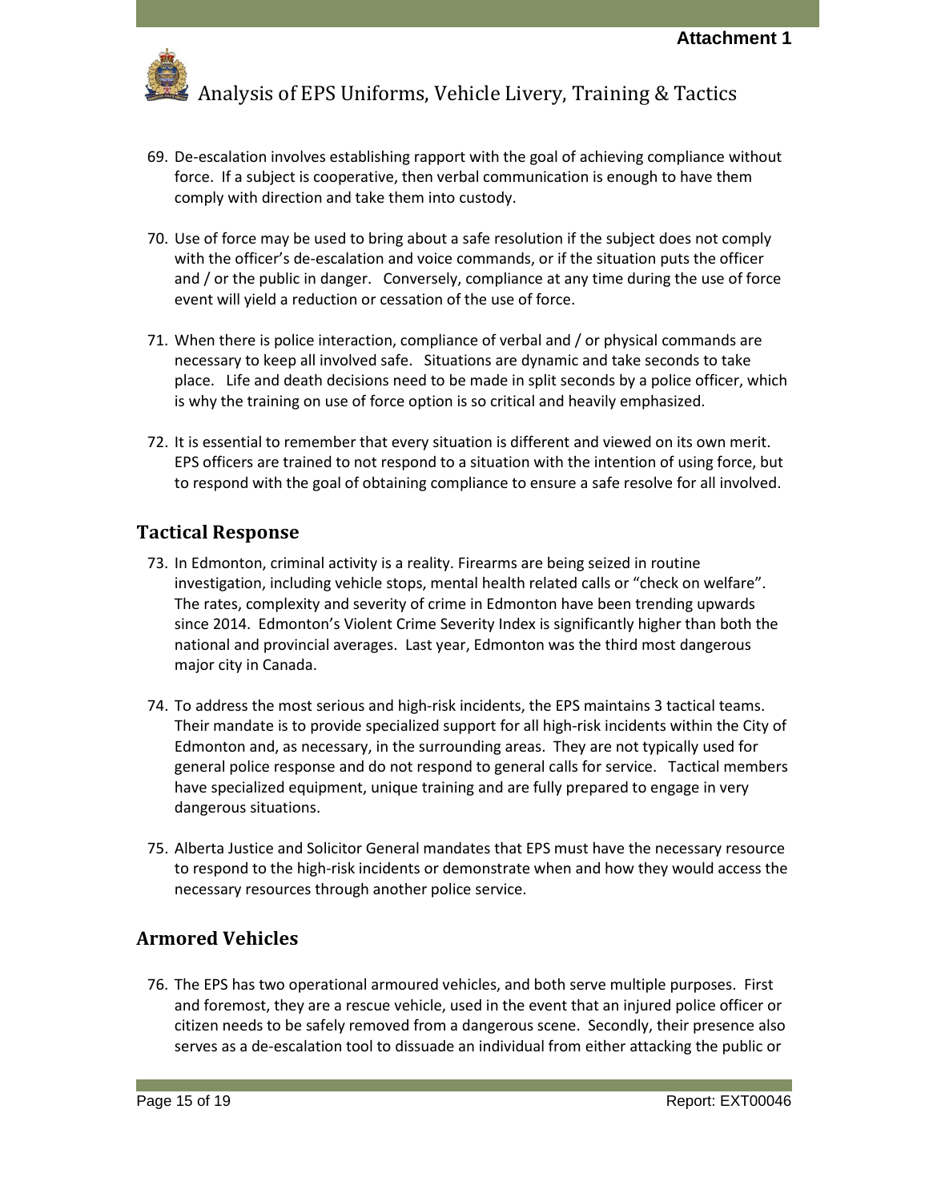69. De-escalation involves establishing rapport with the goal of achieving compliance without force. If a subject is cooperative, then verbal communication is enough to have them comply with direction and take them into custody.

70. Use of force may be used to bring about a safe resolution if the subject does not comply with the officer's de-escalation and voice commands, or if the situation puts the officer and / or the public in danger. Conversely, compliance at any time during the use of force event will yield a reduction or cessation of the use of force.

71. When there is police interaction, compliance of verbal and / or physical commands are necessary to keep all involved safe. Situations are dynamic and take seconds to take place. Life and death decisions need to be made in split seconds by a police officer, which is why the training on use of force option is so critical and heavily emphasized.

72. It is essential to remember that every situation is different and viewed on its own merit. EPS officers are trained to not respond to a situation with the intention of using force, but to respond with the goal of obtaining compliance to ensure a safe resolve for all involved.

## Tactical Response

73. In Edmonton, criminal activity is a reality. Firearms are being seized in routine investigation, including vehicle stops, mental health related calls or "check on welfare". The rates, complexity and severity of crime in Edmonton have been trending upwards since 2014. Edmonton's Violent Crime Severity Index is significantly higher than both the national and provincial averages. Last year, Edmonton was the third most dangerous major city in Canada.

74. To address the most serious and high-risk incidents, the EPS maintains 3 tactical teams. Their mandate is to provide specialized support for all high-risk incidents within the City of Edmonton and, as necessary, in the surrounding areas. They are not typically used for general police response and do not respond to general calls for service. Tactical members have specialized equipment, unique training and are fully prepared to engage in very dangerous situations.

75. Alberta Justice and Solicitor General mandates that EPS must have the necessary resource to respond to the high-risk incidents or demonstrate when and how they would access the necessary resources through another police service.

## Armored Vehicles

76. The EPS has two operational armoured vehicles, and both serve multiple purposes. First and foremost, they are a rescue vehicle, used in the event that an injured police officer or citizen needs to be safely removed from a dangerous scene. Secondly, their presence also serves as a de-escalation tool to dissuade an individual from either attacking the public or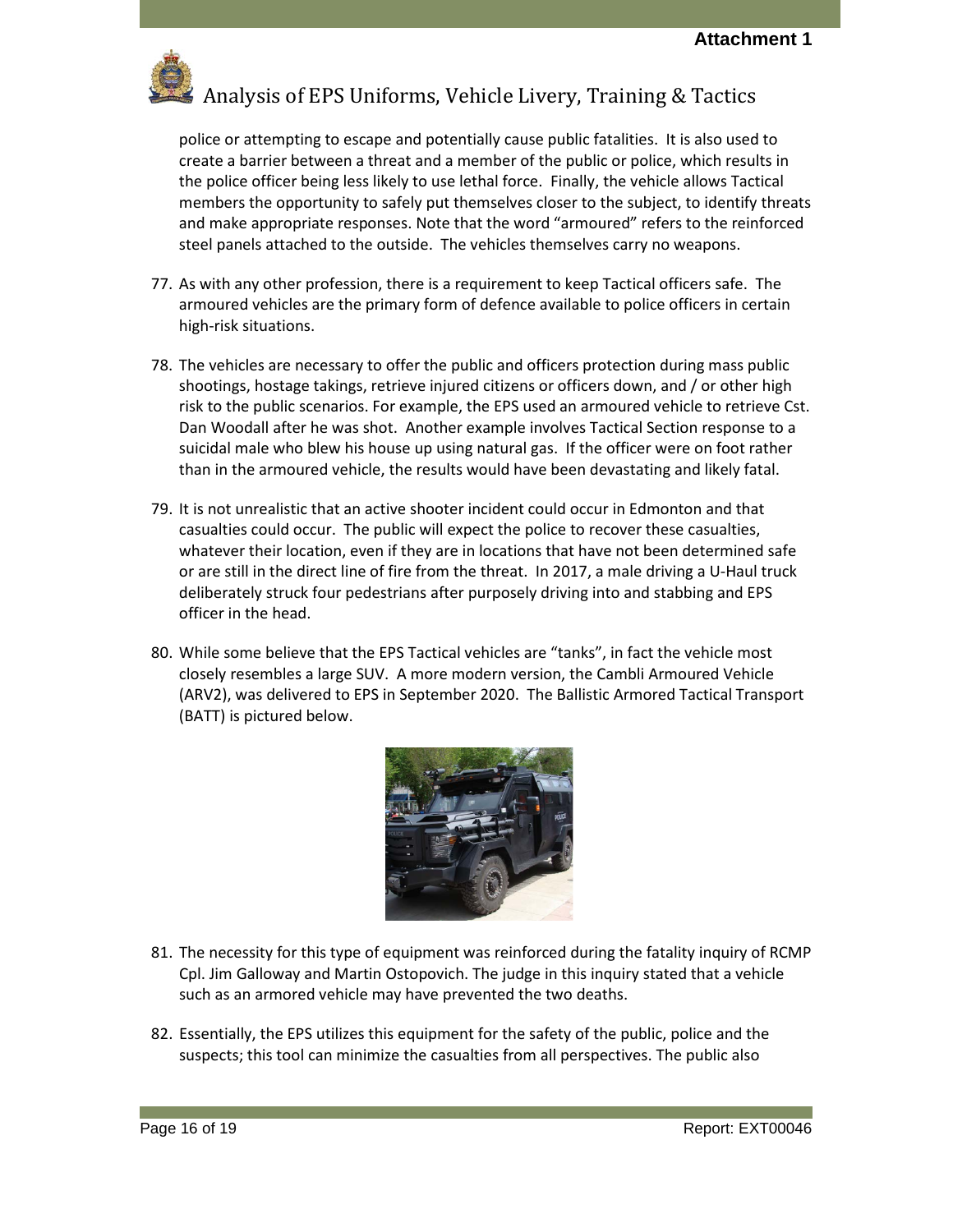police or attempting to escape and potentially cause public fatalities. It is also used to create a barrier between a threat and a member of the public or police, which results in the police officer being less likely to use lethal force. Finally, the vehicle allows Tactical members the opportunity to safely put themselves closer to the subject, to identify threats and make appropriate responses. Note that the word "armoured" refers to the reinforced steel panels attached to the outside. The vehicles themselves carry no weapons.

77. As with any other profession, there is a requirement to keep Tactical officers safe. The armoured vehicles are the primary form of defence available to police officers in certain high-risk situations.

78. The vehicles are necessary to offer the public and officers protection during mass public shootings, hostage takings, retrieve injured citizens or officers down, and / or other high risk to the public scenarios. For example, the EPS used an armoured vehicle to retrieve Cst. Dan Woodall after he was shot. Another example involves Tactical Section response to a suicidal male who blew his house up using natural gas. If the officer were on foot rather than in the armoured vehicle, the results would have been devastating and likely fatal.

79. It is not unrealistic that an active shooter incident could occur in Edmonton and that casualties could occur. The public will expect the police to recover these casualties, whatever their location, even if they are in locations that have not been determined safe or are still in the direct line of fire from the threat. In 2017, a male driving a U-Haul truck deliberately struck four pedestrians after purposely driving into and stabbing and EPS officer in the head.

80. While some believe that the EPS Tactical vehicles are "tanks", in fact the vehicle most closely resembles a large SUV. A more modern version, the Cambli Armoured Vehicle (ARV2), was delivered to EPS in September 2020. The Ballistic Armored Tactical Transport (BATT) is pictured below.

81. The necessity for this type of equipment was reinforced during the fatality inquiry of RCMP Cpl. Jim Galloway and Martin Ostopovich. The judge in this inquiry stated that a vehicle such as an armored vehicle may have prevented the two deaths.

82. Essentially, the EPS utilizes this equipment for the safety of the public, police and the suspects; this tool can minimize the casualties from all perspectives. The public also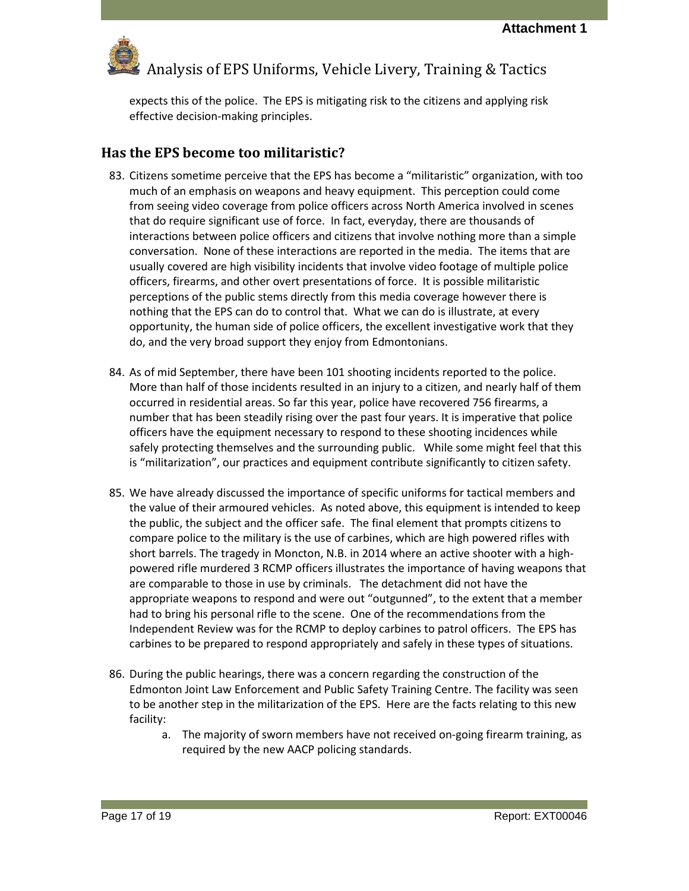expects this of the police. The EPS is mitigating risk to the citizens and applying risk effective decision-making principles.

## Has the EPS become too militaristic?

83. Citizens sometime perceive that the EPS has become a "militaristic" organization, with too much of an emphasis on weapons and heavy equipment. This perception could come from seeing video coverage from police officers across North America involved in scenes that do require significant use of force. In fact, everyday, there are thousands of interactions between police officers and citizens that involve nothing more than a simple conversation. None of these interactions are reported in the media. The items that are usually covered are high visibility incidents that involve video footage of multiple police officers, firearms, and other overt presentations of force. It is possible militaristic perceptions of the public stems directly from this media coverage however there is nothing that the EPS can do to control that. What we can do is illustrate, at every opportunity, the human side of police officers, the excellent investigative work that they do, and the very broad support they enjoy from Edmontonians.

84. As of mid September, there have been 101 shooting incidents reported to the police. More than half of those incidents resulted in an injury to a citizen, and nearly half of them occurred in residential areas. So far this year, police have recovered 756 firearms, a number that has been steadily rising over the past four years. It is imperative that police officers have the equipment necessary to respond to these shooting incidences while safely protecting themselves and the surrounding public. While some might feel that this is "militarization", our practices and equipment contribute significantly to citizen safety.

85. We have already discussed the importance of specific uniforms for tactical members and the value of their armoured vehicles. As noted above, this equipment is intended to keep the public, the subject and the officer safe. The final element that prompts citizens to compare police to the military is the use of carbines, which are high powered rifles with short barrels. The tragedy in Moncton, N.B. in 2014 where an active shooter with a high-powered rifle murdered 3 RCMP officers illustrates the importance of having weapons that are comparable to those in use by criminals. The detachment did not have the appropriate weapons to respond and were out "outgunned", to the extent that a member had to bring his personal rifle to the scene. One of the recommendations from the Independent Review was for the RCMP to deploy carbines to patrol officers. The EPS has carbines to be prepared to respond appropriately and safely in these types of situations.

86. During the public hearings, there was a concern regarding the construction of the Edmonton Joint Law Enforcement and Public Safety Training Centre. The facility was seen to be another step in the militarization of the EPS. Here are the facts relating to this new facility:
    a. The majority of sworn members have not received on-going firearm training, as required by the new AACP policing standards.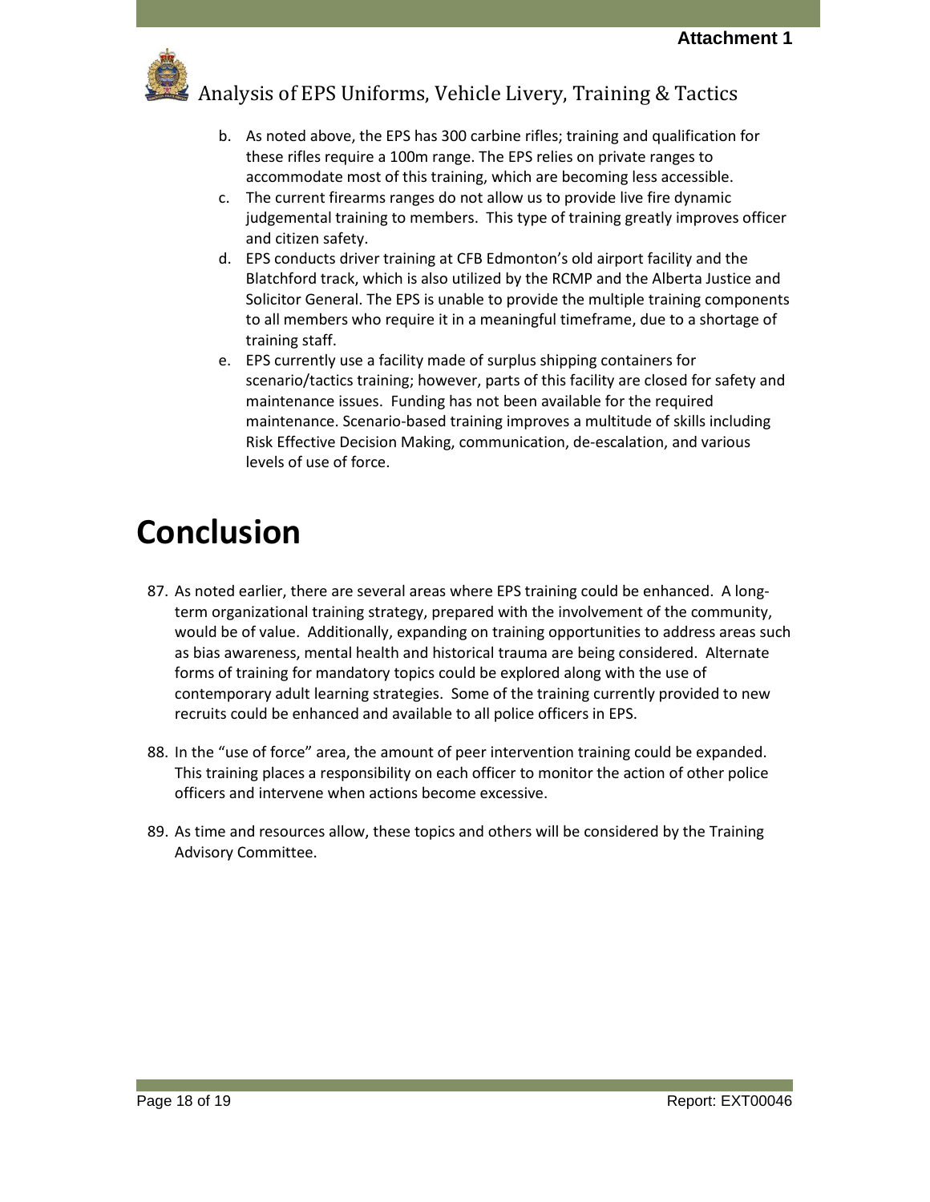b. As noted above, the EPS has 300 carbine rifles; training and qualification for these rifles require a 100m range. The EPS relies on private ranges to accommodate most of this training, which are becoming less accessible.
c. The current firearms ranges do not allow us to provide live fire dynamic judgemental training to members. This type of training greatly improves officer and citizen safety.
d. EPS conducts driver training at CFB Edmonton's old airport facility and the Blatchford track, which is also utilized by the RCMP and the Alberta Justice and Solicitor General. The EPS is unable to provide the multiple training components to all members who require it in a meaningful timeframe, due to a shortage of training staff.
e. EPS currently use a facility made of surplus shipping containers for scenario/tactics training; however, parts of this facility are closed for safety and maintenance issues. Funding has not been available for the required maintenance. Scenario-based training improves a multitude of skills including Risk Effective Decision Making, communication, de-escalation, and various levels of use of force.

# Conclusion

87. As noted earlier, there are several areas where EPS training could be enhanced. A long-term organizational training strategy, prepared with the involvement of the community, would be of value. Additionally, expanding on training opportunities to address areas such as bias awareness, mental health and historical trauma are being considered. Alternate forms of training for mandatory topics could be explored along with the use of contemporary adult learning strategies. Some of the training currently provided to new recruits could be enhanced and available to all police officers in EPS.

88. In the "use of force" area, the amount of peer intervention training could be expanded. This training places a responsibility on each officer to monitor the action of other police officers and intervene when actions become excessive.

89. As time and resources allow, these topics and others will be considered by the Training Advisory Committee.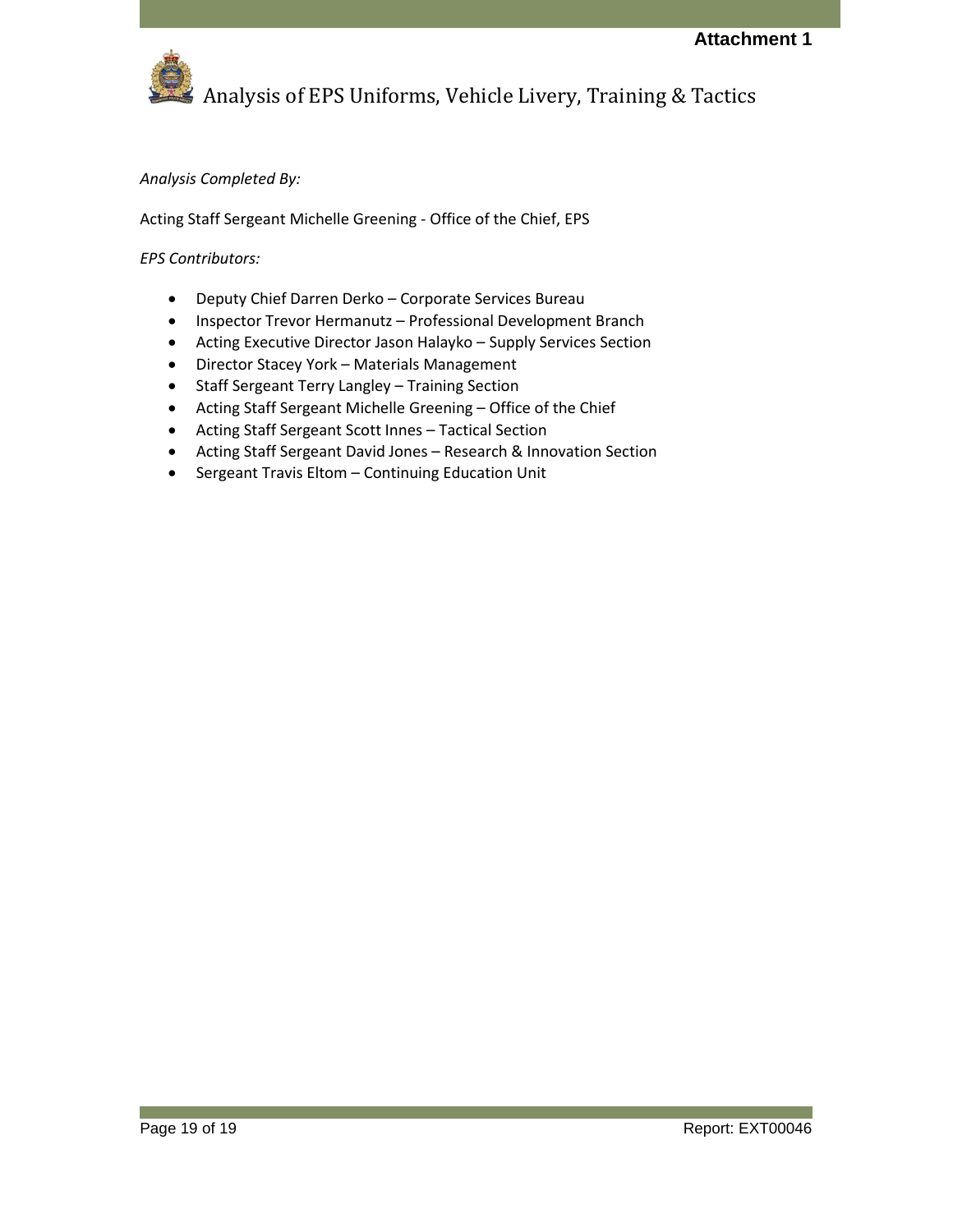*Analysis Completed By:*

Acting Staff Sergeant Michelle Greening - Office of the Chief, EPS

*EPS Contributors:*

- Deputy Chief Darren Derko – Corporate Services Bureau
- Inspector Trevor Hermanutz – Professional Development Branch
- Acting Executive Director Jason Halayko – Supply Services Section
- Director Stacey York – Materials Management
- Staff Sergeant Terry Langley – Training Section
- Acting Staff Sergeant Michelle Greening – Office of the Chief
- Acting Staff Sergeant Scott Innes – Tactical Section
- Acting Staff Sergeant David Jones – Research & Innovation Section
- Sergeant Travis Eltom – Continuing Education Unit